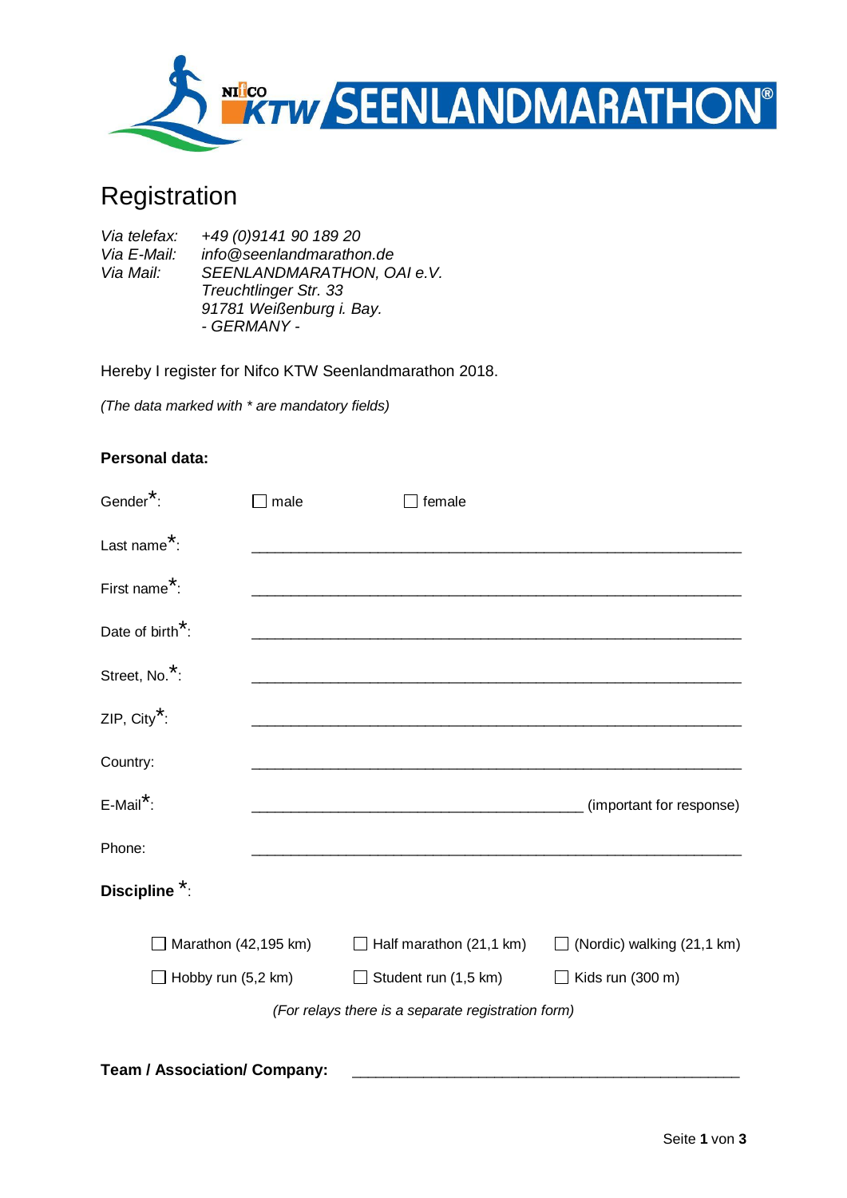# Registration

*Via telefax:* *+49 (0)9141 90 189 20*
*Via E-Mail:* *info@seenlandmarathon.de*
*Via Mail:* *SEENLANDMARATHON, OAI e.V.*
*Treuchtlinger Str. 33*
*91781 Weißenburg i. Bay.*
*- GERMANY -*

Hereby I register for Nifco KTW Seenlandmarathon 2018.

*(The data marked with * are mandatory fields)*

**Personal data:**

Gender*: ☐ male ☐ female

Last name*: ____________________________________________________________

First name*: ____________________________________________________________

Date of birth*: ____________________________________________________________

Street, No.*: ____________________________________________________________

ZIP, City*: ____________________________________________________________

Country: ____________________________________________________________

E-Mail*: __________________________________________ (important for response)

Phone: ____________________________________________________________

**Discipline** *:

☐ Marathon (42,195 km) ☐ Half marathon (21,1 km) ☐ (Nordic) walking (21,1 km)

☐ Hobby run (5,2 km) ☐ Student run (1,5 km) ☐ Kids run (300 m)

*(For relays there is a separate registration form)*

**Team / Association/ Company:** ______________________________________________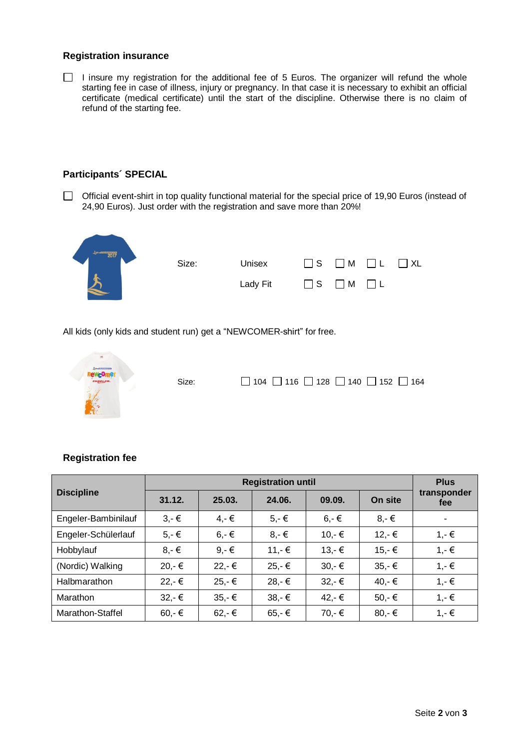## Registration insurance

☐ I insure my registration for the additional fee of 5 Euros. The organizer will refund the whole starting fee in case of illness, injury or pregnancy. In that case it is necessary to exhibit an official certificate (medical certificate) until the start of the discipline. Otherwise there is no claim of refund of the starting fee.

## Participants´ SPECIAL

☐ Official event-shirt in top quality functional material for the special price of 19,90 Euros (instead of 24,90 Euros). Just order with the registration and save more than 20%!

Size: Unisex ☐ S ☐ M ☐ L ☐ XL

Lady Fit ☐ S ☐ M ☐ L

All kids (only kids and student run) get a “NEWCOMER-shirt” for free.

Size: ☐ 104 ☐ 116 ☐ 128 ☐ 140 ☐ 152 ☐ 164

## Registration fee

| Discipline | Registration until | | | | | Plus transponder fee |
|---|---|---|---|---|---|---|
| | 31.12. | 25.03. | 24.06. | 09.09. | On site | |
| Engeler-Bambinilauf | 3,- € | 4,- € | 5,- € | 6,- € | 8,- € | - |
| Engeler-Schülerlauf | 5,- € | 6,- € | 8,- € | 10,- € | 12,- € | 1,- € |
| Hobbylauf | 8,- € | 9,- € | 11,- € | 13,- € | 15,- € | 1,- € |
| (Nordic) Walking | 20,- € | 22,- € | 25,- € | 30,- € | 35,- € | 1,- € |
| Halbmarathon | 22,- € | 25,- € | 28,- € | 32,- € | 40,- € | 1,- € |
| Marathon | 32,- € | 35,- € | 38,- € | 42,- € | 50,- € | 1,- € |
| Marathon-Staffel | 60,- € | 62,- € | 65,- € | 70,- € | 80,- € | 1,- € |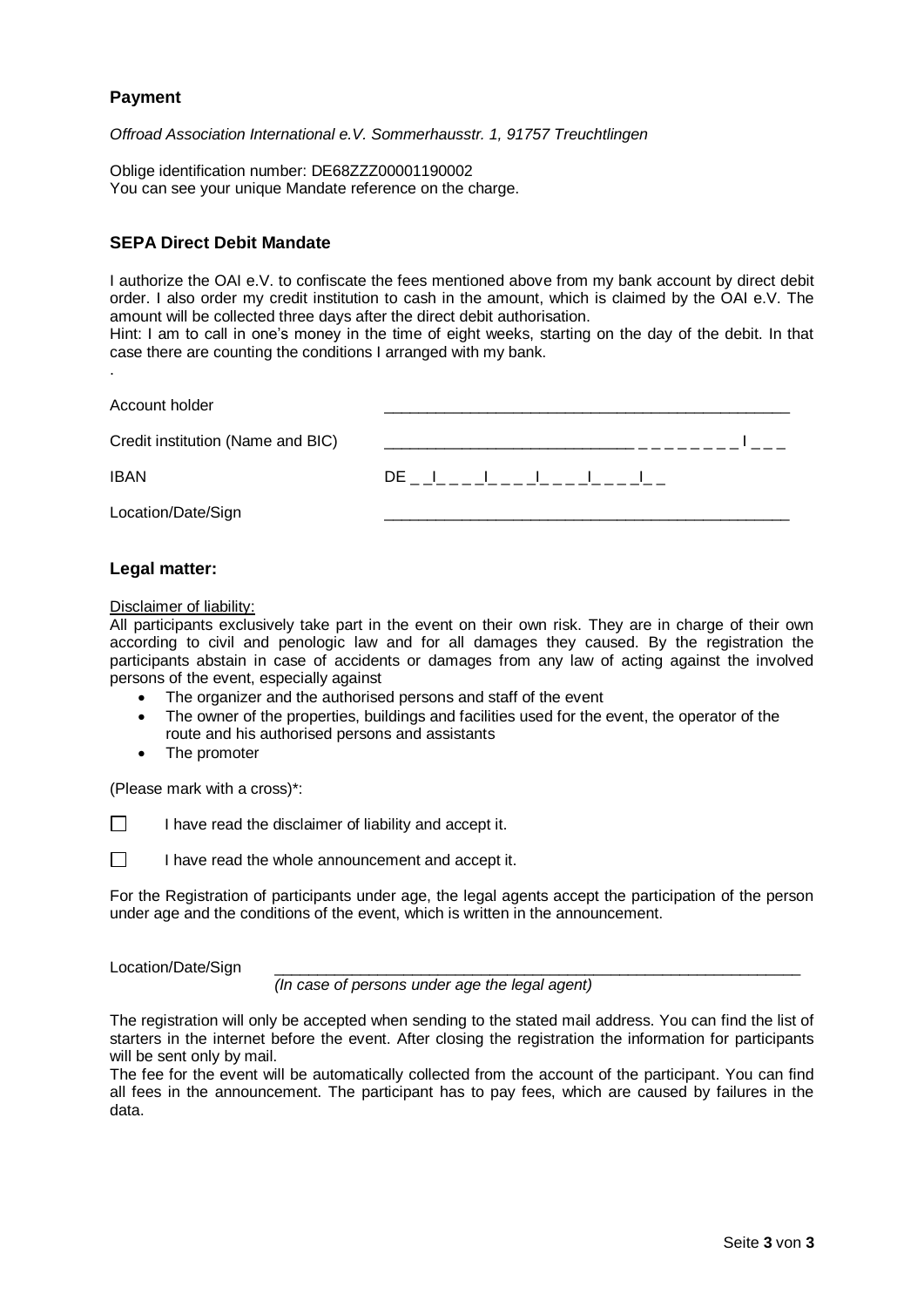## Payment

*Offroad Association International e.V. Sommerhausstr. 1, 91757 Treuchtlingen*

Oblige identification number: DE68ZZZ00001190002
You can see your unique Mandate reference on the charge.

## SEPA Direct Debit Mandate

I authorize the OAI e.V. to confiscate the fees mentioned above from my bank account by direct debit order. I also order my credit institution to cash in the amount, which is claimed by the OAI e.V. The amount will be collected three days after the direct debit authorisation.
Hint: I am to call in one's money in the time of eight weeks, starting on the day of the debit. In that case there are counting the conditions I arranged with my bank.

.

| | |
|---|---|
| Account holder | ________________________________________________ |
| Credit institution (Name and BIC) | _____________________________ _ _ _ _ _ _ _ _ I _ _ _ |
| IBAN | DE _ _I_ _ _ _I_ _ _ _I_ _ _ _I_ _ _ _I_ _ |
| Location/Date/Sign | ________________________________________________ |

## Legal matter:

Disclaimer of liability:
All participants exclusively take part in the event on their own risk. They are in charge of their own according to civil and penologic law and for all damages they caused. By the registration the participants abstain in case of accidents or damages from any law of acting against the involved persons of the event, especially against

- The organizer and the authorised persons and staff of the event
- The owner of the properties, buildings and facilities used for the event, the operator of the route and his authorised persons and assistants
- The promoter

(Please mark with a cross)*:

☐ I have read the disclaimer of liability and accept it.

☐ I have read the whole announcement and accept it.

For the Registration of participants under age, the legal agents accept the participation of the person under age and the conditions of the event, which is written in the announcement.

Location/Date/Sign ________________________________________________________________
*(In case of persons under age the legal agent)*

The registration will only be accepted when sending to the stated mail address. You can find the list of starters in the internet before the event. After closing the registration the information for participants will be sent only by mail.
The fee for the event will be automatically collected from the account of the participant. You can find all fees in the announcement. The participant has to pay fees, which are caused by failures in the data.